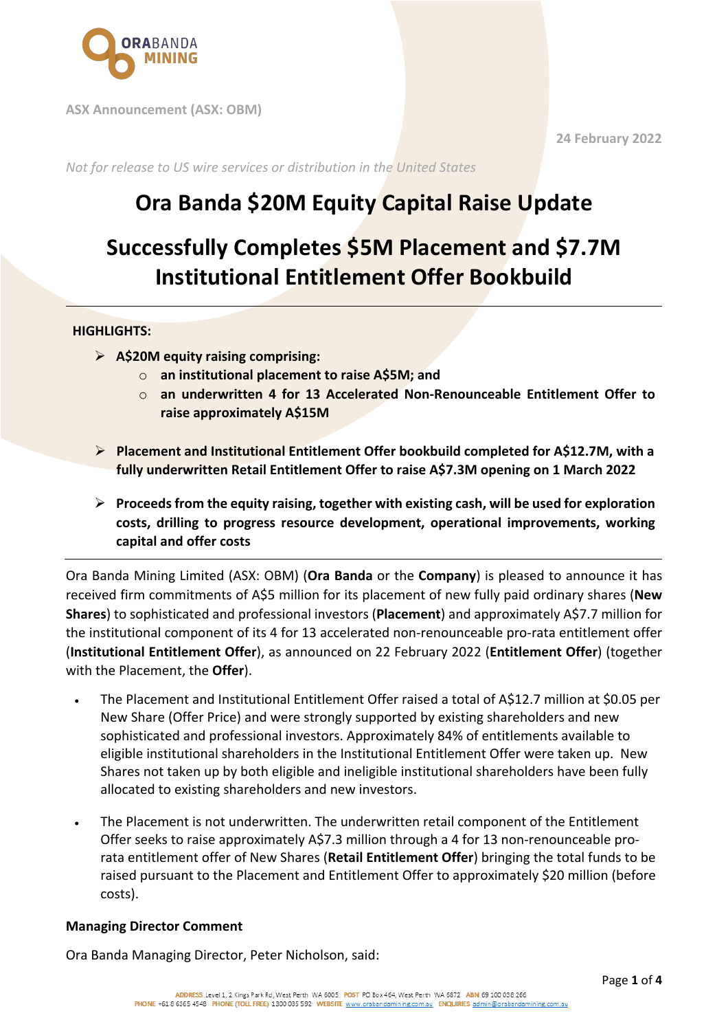ASX Announcement (ASX: OBM)

24 February 2022

*Not for release to US wire services or distribution in the United States*

# Ora Banda $20M Equity Capital Raise Update

# Successfully Completes $5M Placement and $7.7M Institutional Entitlement Offer Bookbuild

**HIGHLIGHTS:**

- **A$20M equity raising comprising:**
  - **an institutional placement to raise A$5M; and**
  - **an underwritten 4 for 13 Accelerated Non-Renounceable Entitlement Offer to raise approximately A$15M**
- **Placement and Institutional Entitlement Offer bookbuild completed for A$12.7M, with a fully underwritten Retail Entitlement Offer to raise A$7.3M opening on 1 March 2022**
- **Proceeds from the equity raising, together with existing cash, will be used for exploration costs, drilling to progress resource development, operational improvements, working capital and offer costs**

Ora Banda Mining Limited (ASX: OBM) (**Ora Banda** or the **Company**) is pleased to announce it has received firm commitments of A$5 million for its placement of new fully paid ordinary shares (**New Shares**) to sophisticated and professional investors (**Placement**) and approximately A$7.7 million for the institutional component of its 4 for 13 accelerated non-renounceable pro-rata entitlement offer (**Institutional Entitlement Offer**), as announced on 22 February 2022 (**Entitlement Offer**) (together with the Placement, the **Offer**).

- The Placement and Institutional Entitlement Offer raised a total of A$12.7 million at $0.05 per New Share (Offer Price) and were strongly supported by existing shareholders and new sophisticated and professional investors. Approximately 84% of entitlements available to eligible institutional shareholders in the Institutional Entitlement Offer were taken up. New Shares not taken up by both eligible and ineligible institutional shareholders have been fully allocated to existing shareholders and new investors.
- The Placement is not underwritten. The underwritten retail component of the Entitlement Offer seeks to raise approximately A$7.3 million through a 4 for 13 non-renounceable pro-rata entitlement offer of New Shares (**Retail Entitlement Offer**) bringing the total funds to be raised pursuant to the Placement and Entitlement Offer to approximately $20 million (before costs).

**Managing Director Comment**

Ora Banda Managing Director, Peter Nicholson, said: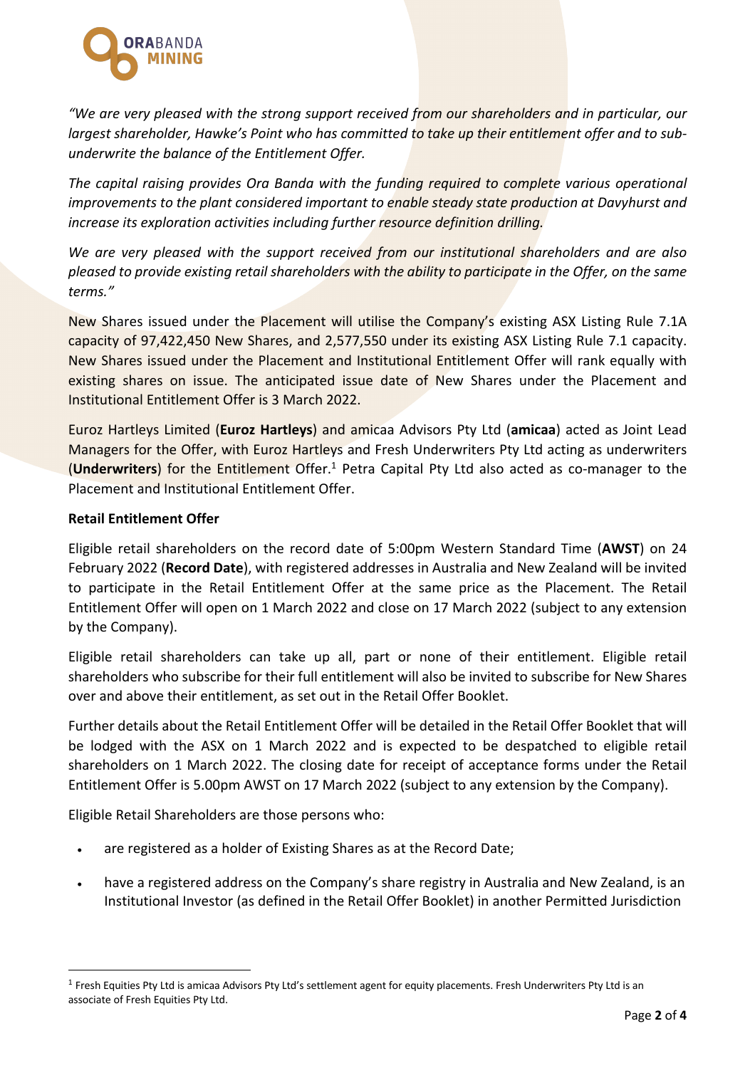*"We are very pleased with the strong support received from our shareholders and in particular, our largest shareholder, Hawke's Point who has committed to take up their entitlement offer and to sub-underwrite the balance of the Entitlement Offer.*

*The capital raising provides Ora Banda with the funding required to complete various operational improvements to the plant considered important to enable steady state production at Davyhurst and increase its exploration activities including further resource definition drilling.*

*We are very pleased with the support received from our institutional shareholders and are also pleased to provide existing retail shareholders with the ability to participate in the Offer, on the same terms."*

New Shares issued under the Placement will utilise the Company's existing ASX Listing Rule 7.1A capacity of 97,422,450 New Shares, and 2,577,550 under its existing ASX Listing Rule 7.1 capacity. New Shares issued under the Placement and Institutional Entitlement Offer will rank equally with existing shares on issue. The anticipated issue date of New Shares under the Placement and Institutional Entitlement Offer is 3 March 2022.

Euroz Hartleys Limited (**Euroz Hartleys**) and amicaa Advisors Pty Ltd (**amicaa**) acted as Joint Lead Managers for the Offer, with Euroz Hartleys and Fresh Underwriters Pty Ltd acting as underwriters (**Underwriters**) for the Entitlement Offer.[1] Petra Capital Pty Ltd also acted as co-manager to the Placement and Institutional Entitlement Offer.

**Retail Entitlement Offer**

Eligible retail shareholders on the record date of 5:00pm Western Standard Time (**AWST**) on 24 February 2022 (**Record Date**), with registered addresses in Australia and New Zealand will be invited to participate in the Retail Entitlement Offer at the same price as the Placement. The Retail Entitlement Offer will open on 1 March 2022 and close on 17 March 2022 (subject to any extension by the Company).

Eligible retail shareholders can take up all, part or none of their entitlement. Eligible retail shareholders who subscribe for their full entitlement will also be invited to subscribe for New Shares over and above their entitlement, as set out in the Retail Offer Booklet.

Further details about the Retail Entitlement Offer will be detailed in the Retail Offer Booklet that will be lodged with the ASX on 1 March 2022 and is expected to be despatched to eligible retail shareholders on 1 March 2022. The closing date for receipt of acceptance forms under the Retail Entitlement Offer is 5.00pm AWST on 17 March 2022 (subject to any extension by the Company).

Eligible Retail Shareholders are those persons who:

- are registered as a holder of Existing Shares as at the Record Date;
- have a registered address on the Company's share registry in Australia and New Zealand, is an Institutional Investor (as defined in the Retail Offer Booklet) in another Permitted Jurisdiction

[1] Fresh Equities Pty Ltd is amicaa Advisors Pty Ltd's settlement agent for equity placements. Fresh Underwriters Pty Ltd is an associate of Fresh Equities Pty Ltd.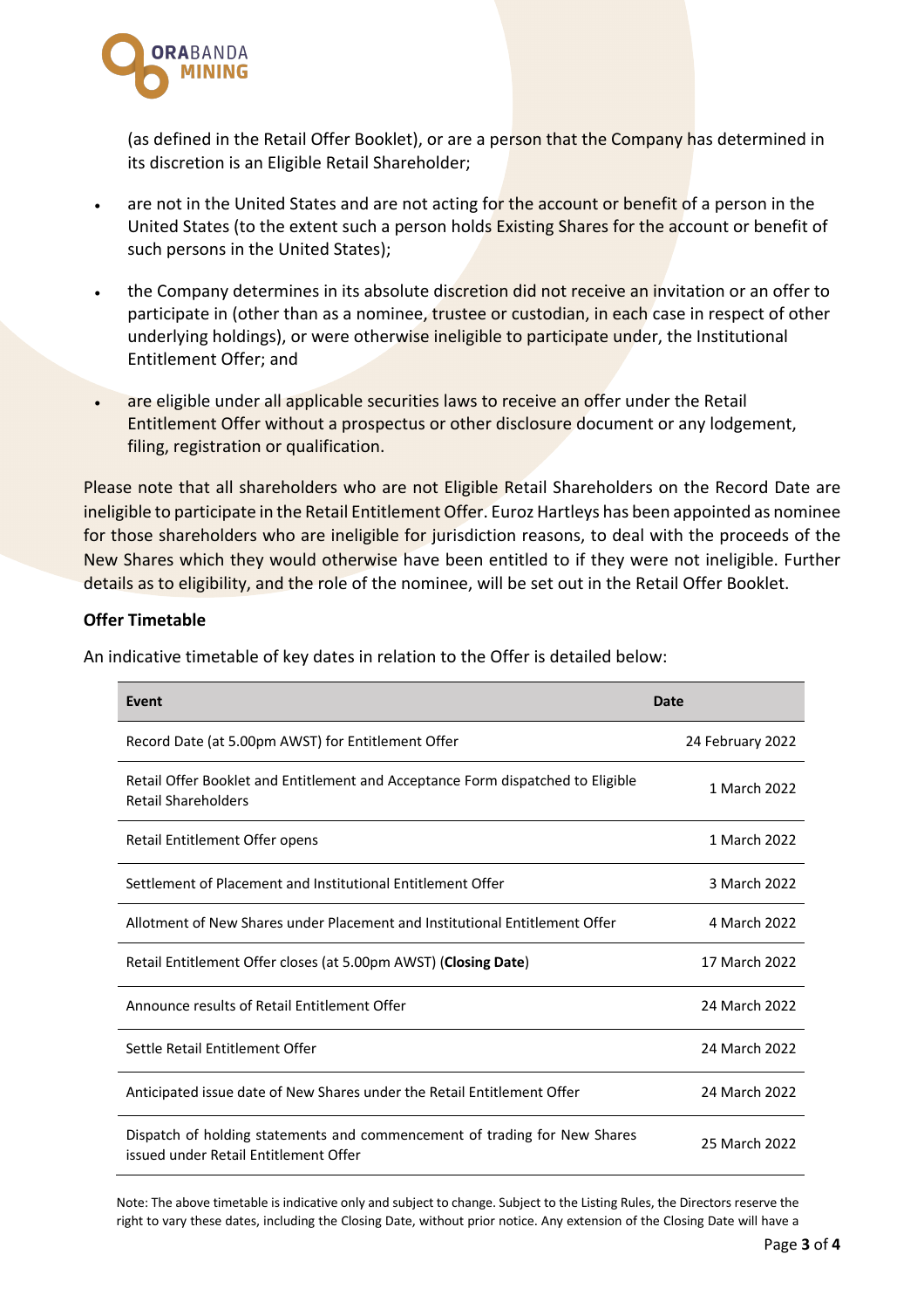(as defined in the Retail Offer Booklet), or are a person that the Company has determined in its discretion is an Eligible Retail Shareholder;

- are not in the United States and are not acting for the account or benefit of a person in the United States (to the extent such a person holds Existing Shares for the account or benefit of such persons in the United States);
- the Company determines in its absolute discretion did not receive an invitation or an offer to participate in (other than as a nominee, trustee or custodian, in each case in respect of other underlying holdings), or were otherwise ineligible to participate under, the Institutional Entitlement Offer; and
- are eligible under all applicable securities laws to receive an offer under the Retail Entitlement Offer without a prospectus or other disclosure document or any lodgement, filing, registration or qualification.

Please note that all shareholders who are not Eligible Retail Shareholders on the Record Date are ineligible to participate in the Retail Entitlement Offer. Euroz Hartleys has been appointed as nominee for those shareholders who are ineligible for jurisdiction reasons, to deal with the proceeds of the New Shares which they would otherwise have been entitled to if they were not ineligible. Further details as to eligibility, and the role of the nominee, will be set out in the Retail Offer Booklet.

**Offer Timetable**

An indicative timetable of key dates in relation to the Offer is detailed below:

| Event | Date |
|---|---|
| Record Date (at 5.00pm AWST) for Entitlement Offer | 24 February 2022 |
| Retail Offer Booklet and Entitlement and Acceptance Form dispatched to Eligible Retail Shareholders | 1 March 2022 |
| Retail Entitlement Offer opens | 1 March 2022 |
| Settlement of Placement and Institutional Entitlement Offer | 3 March 2022 |
| Allotment of New Shares under Placement and Institutional Entitlement Offer | 4 March 2022 |
| Retail Entitlement Offer closes (at 5.00pm AWST) (**Closing Date**) | 17 March 2022 |
| Announce results of Retail Entitlement Offer | 24 March 2022 |
| Settle Retail Entitlement Offer | 24 March 2022 |
| Anticipated issue date of New Shares under the Retail Entitlement Offer | 24 March 2022 |
| Dispatch of holding statements and commencement of trading for New Shares issued under Retail Entitlement Offer | 25 March 2022 |

Note: The above timetable is indicative only and subject to change. Subject to the Listing Rules, the Directors reserve the right to vary these dates, including the Closing Date, without prior notice. Any extension of the Closing Date will have a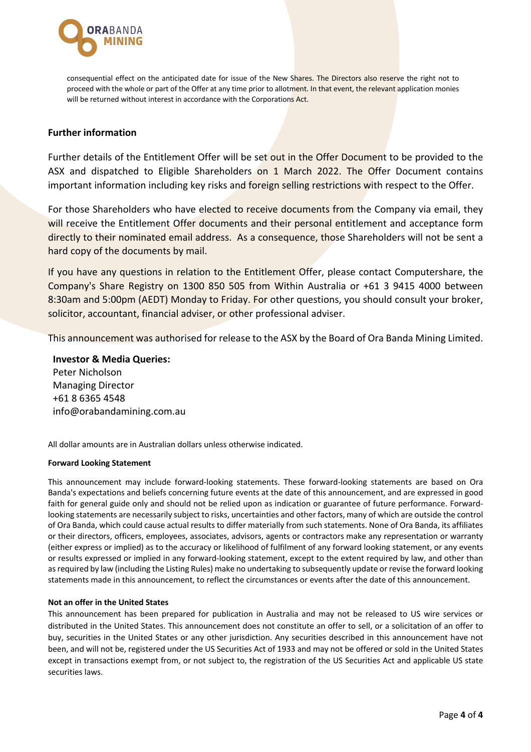consequential effect on the anticipated date for issue of the New Shares. The Directors also reserve the right not to proceed with the whole or part of the Offer at any time prior to allotment. In that event, the relevant application monies will be returned without interest in accordance with the Corporations Act.

## Further information

Further details of the Entitlement Offer will be set out in the Offer Document to be provided to the ASX and dispatched to Eligible Shareholders on 1 March 2022. The Offer Document contains important information including key risks and foreign selling restrictions with respect to the Offer.

For those Shareholders who have elected to receive documents from the Company via email, they will receive the Entitlement Offer documents and their personal entitlement and acceptance form directly to their nominated email address. As a consequence, those Shareholders will not be sent a hard copy of the documents by mail.

If you have any questions in relation to the Entitlement Offer, please contact Computershare, the Company's Share Registry on 1300 850 505 from Within Australia or +61 3 9415 4000 between 8:30am and 5:00pm (AEDT) Monday to Friday. For other questions, you should consult your broker, solicitor, accountant, financial adviser, or other professional adviser.

This announcement was authorised for release to the ASX by the Board of Ora Banda Mining Limited.

**Investor & Media Queries:**
Peter Nicholson
Managing Director
+61 8 6365 4548
info@orabandamining.com.au

All dollar amounts are in Australian dollars unless otherwise indicated.

**Forward Looking Statement**

This announcement may include forward-looking statements. These forward-looking statements are based on Ora Banda's expectations and beliefs concerning future events at the date of this announcement, and are expressed in good faith for general guide only and should not be relied upon as indication or guarantee of future performance. Forward-looking statements are necessarily subject to risks, uncertainties and other factors, many of which are outside the control of Ora Banda, which could cause actual results to differ materially from such statements. None of Ora Banda, its affiliates or their directors, officers, employees, associates, advisors, agents or contractors make any representation or warranty (either express or implied) as to the accuracy or likelihood of fulfilment of any forward looking statement, or any events or results expressed or implied in any forward-looking statement, except to the extent required by law, and other than as required by law (including the Listing Rules) make no undertaking to subsequently update or revise the forward looking statements made in this announcement, to reflect the circumstances or events after the date of this announcement.

**Not an offer in the United States**

This announcement has been prepared for publication in Australia and may not be released to US wire services or distributed in the United States. This announcement does not constitute an offer to sell, or a solicitation of an offer to buy, securities in the United States or any other jurisdiction. Any securities described in this announcement have not been, and will not be, registered under the US Securities Act of 1933 and may not be offered or sold in the United States except in transactions exempt from, or not subject to, the registration of the US Securities Act and applicable US state securities laws.